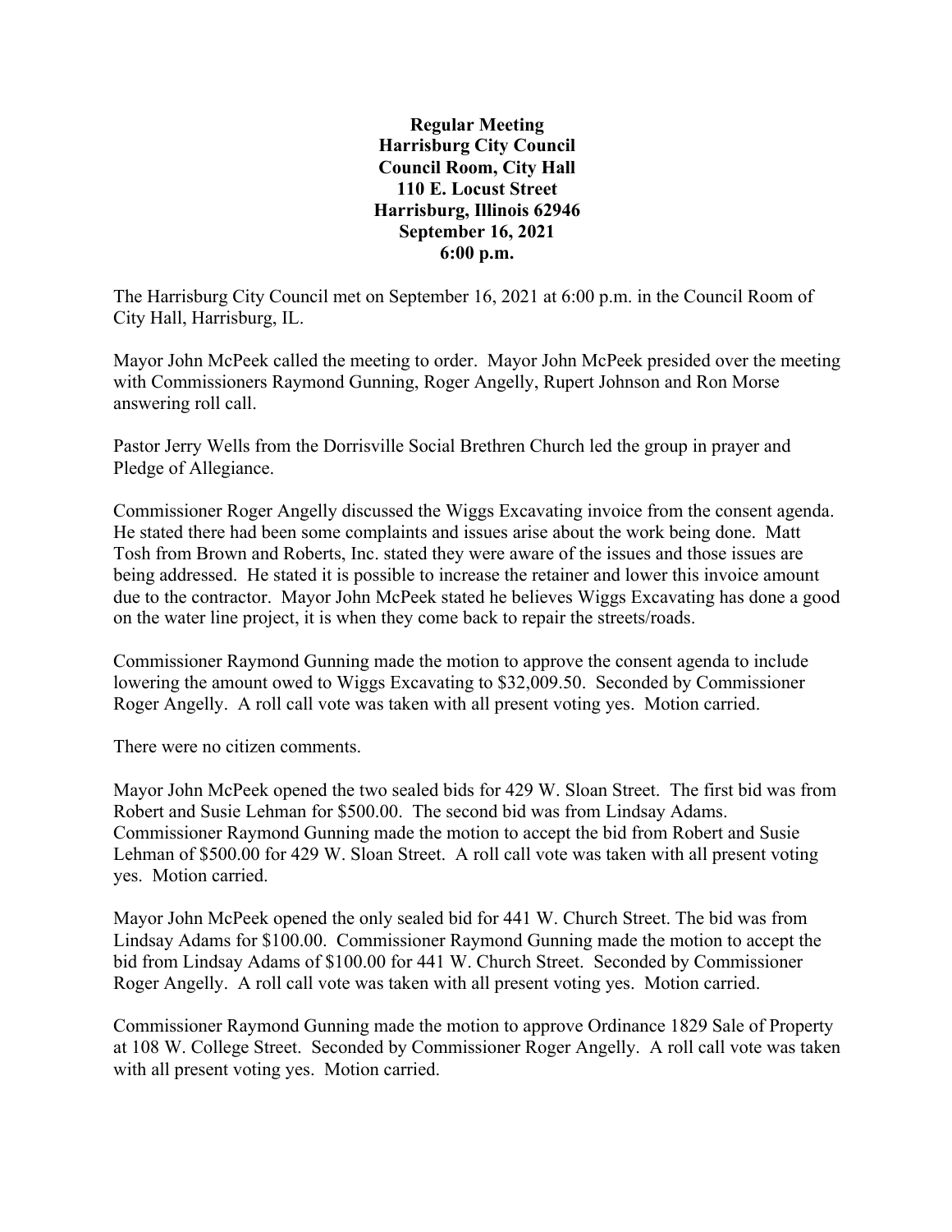**Regular Meeting**
**Harrisburg City Council**
**Council Room, City Hall**
**110 E. Locust Street**
**Harrisburg, Illinois 62946**
**September 16, 2021**
**6:00 p.m.**

The Harrisburg City Council met on September 16, 2021 at 6:00 p.m. in the Council Room of City Hall, Harrisburg, IL.

Mayor John McPeek called the meeting to order. Mayor John McPeek presided over the meeting with Commissioners Raymond Gunning, Roger Angelly, Rupert Johnson and Ron Morse answering roll call.

Pastor Jerry Wells from the Dorrisville Social Brethren Church led the group in prayer and Pledge of Allegiance.

Commissioner Roger Angelly discussed the Wiggs Excavating invoice from the consent agenda. He stated there had been some complaints and issues arise about the work being done. Matt Tosh from Brown and Roberts, Inc. stated they were aware of the issues and those issues are being addressed. He stated it is possible to increase the retainer and lower this invoice amount due to the contractor. Mayor John McPeek stated he believes Wiggs Excavating has done a good on the water line project, it is when they come back to repair the streets/roads.

Commissioner Raymond Gunning made the motion to approve the consent agenda to include lowering the amount owed to Wiggs Excavating to $32,009.50. Seconded by Commissioner Roger Angelly. A roll call vote was taken with all present voting yes. Motion carried.

There were no citizen comments.

Mayor John McPeek opened the two sealed bids for 429 W. Sloan Street. The first bid was from Robert and Susie Lehman for $500.00. The second bid was from Lindsay Adams. Commissioner Raymond Gunning made the motion to accept the bid from Robert and Susie Lehman of $500.00 for 429 W. Sloan Street. A roll call vote was taken with all present voting yes. Motion carried.

Mayor John McPeek opened the only sealed bid for 441 W. Church Street. The bid was from Lindsay Adams for $100.00. Commissioner Raymond Gunning made the motion to accept the bid from Lindsay Adams of $100.00 for 441 W. Church Street. Seconded by Commissioner Roger Angelly. A roll call vote was taken with all present voting yes. Motion carried.

Commissioner Raymond Gunning made the motion to approve Ordinance 1829 Sale of Property at 108 W. College Street. Seconded by Commissioner Roger Angelly. A roll call vote was taken with all present voting yes. Motion carried.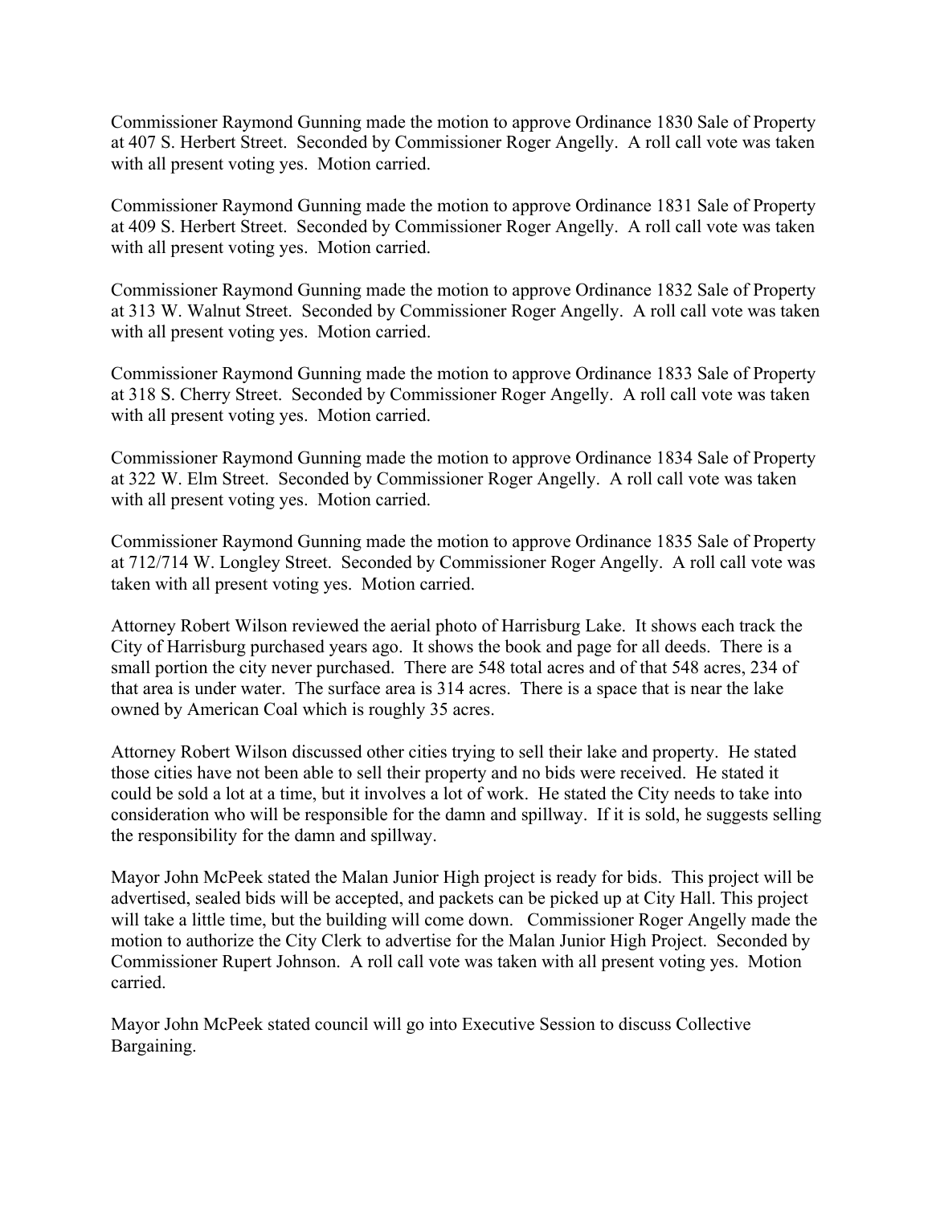Commissioner Raymond Gunning made the motion to approve Ordinance 1830 Sale of Property at 407 S. Herbert Street. Seconded by Commissioner Roger Angelly. A roll call vote was taken with all present voting yes. Motion carried.

Commissioner Raymond Gunning made the motion to approve Ordinance 1831 Sale of Property at 409 S. Herbert Street. Seconded by Commissioner Roger Angelly. A roll call vote was taken with all present voting yes. Motion carried.

Commissioner Raymond Gunning made the motion to approve Ordinance 1832 Sale of Property at 313 W. Walnut Street. Seconded by Commissioner Roger Angelly. A roll call vote was taken with all present voting yes. Motion carried.

Commissioner Raymond Gunning made the motion to approve Ordinance 1833 Sale of Property at 318 S. Cherry Street. Seconded by Commissioner Roger Angelly. A roll call vote was taken with all present voting yes. Motion carried.

Commissioner Raymond Gunning made the motion to approve Ordinance 1834 Sale of Property at 322 W. Elm Street. Seconded by Commissioner Roger Angelly. A roll call vote was taken with all present voting yes. Motion carried.

Commissioner Raymond Gunning made the motion to approve Ordinance 1835 Sale of Property at 712/714 W. Longley Street. Seconded by Commissioner Roger Angelly. A roll call vote was taken with all present voting yes. Motion carried.

Attorney Robert Wilson reviewed the aerial photo of Harrisburg Lake. It shows each track the City of Harrisburg purchased years ago. It shows the book and page for all deeds. There is a small portion the city never purchased. There are 548 total acres and of that 548 acres, 234 of that area is under water. The surface area is 314 acres. There is a space that is near the lake owned by American Coal which is roughly 35 acres.

Attorney Robert Wilson discussed other cities trying to sell their lake and property. He stated those cities have not been able to sell their property and no bids were received. He stated it could be sold a lot at a time, but it involves a lot of work. He stated the City needs to take into consideration who will be responsible for the damn and spillway. If it is sold, he suggests selling the responsibility for the damn and spillway.

Mayor John McPeek stated the Malan Junior High project is ready for bids. This project will be advertised, sealed bids will be accepted, and packets can be picked up at City Hall. This project will take a little time, but the building will come down. Commissioner Roger Angelly made the motion to authorize the City Clerk to advertise for the Malan Junior High Project. Seconded by Commissioner Rupert Johnson. A roll call vote was taken with all present voting yes. Motion carried.

Mayor John McPeek stated council will go into Executive Session to discuss Collective Bargaining.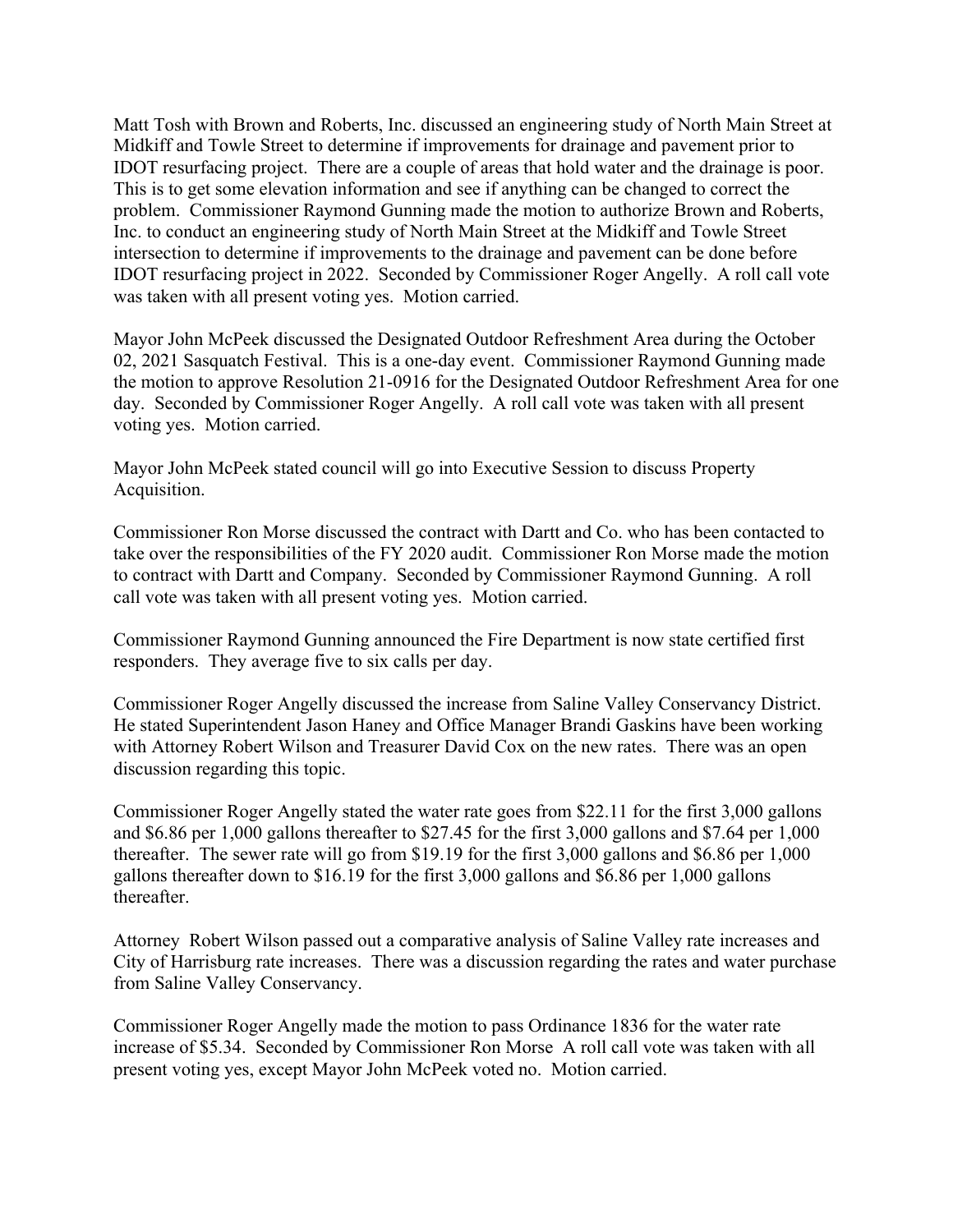Matt Tosh with Brown and Roberts, Inc. discussed an engineering study of North Main Street at Midkiff and Towle Street to determine if improvements for drainage and pavement prior to IDOT resurfacing project. There are a couple of areas that hold water and the drainage is poor. This is to get some elevation information and see if anything can be changed to correct the problem. Commissioner Raymond Gunning made the motion to authorize Brown and Roberts, Inc. to conduct an engineering study of North Main Street at the Midkiff and Towle Street intersection to determine if improvements to the drainage and pavement can be done before IDOT resurfacing project in 2022. Seconded by Commissioner Roger Angelly. A roll call vote was taken with all present voting yes. Motion carried.

Mayor John McPeek discussed the Designated Outdoor Refreshment Area during the October 02, 2021 Sasquatch Festival. This is a one-day event. Commissioner Raymond Gunning made the motion to approve Resolution 21-0916 for the Designated Outdoor Refreshment Area for one day. Seconded by Commissioner Roger Angelly. A roll call vote was taken with all present voting yes. Motion carried.

Mayor John McPeek stated council will go into Executive Session to discuss Property Acquisition.

Commissioner Ron Morse discussed the contract with Dartt and Co. who has been contacted to take over the responsibilities of the FY 2020 audit. Commissioner Ron Morse made the motion to contract with Dartt and Company. Seconded by Commissioner Raymond Gunning. A roll call vote was taken with all present voting yes. Motion carried.

Commissioner Raymond Gunning announced the Fire Department is now state certified first responders. They average five to six calls per day.

Commissioner Roger Angelly discussed the increase from Saline Valley Conservancy District. He stated Superintendent Jason Haney and Office Manager Brandi Gaskins have been working with Attorney Robert Wilson and Treasurer David Cox on the new rates. There was an open discussion regarding this topic.

Commissioner Roger Angelly stated the water rate goes from $22.11 for the first 3,000 gallons and $6.86 per 1,000 gallons thereafter to $27.45 for the first 3,000 gallons and $7.64 per 1,000 thereafter. The sewer rate will go from $19.19 for the first 3,000 gallons and $6.86 per 1,000 gallons thereafter down to $16.19 for the first 3,000 gallons and $6.86 per 1,000 gallons thereafter.

Attorney Robert Wilson passed out a comparative analysis of Saline Valley rate increases and City of Harrisburg rate increases. There was a discussion regarding the rates and water purchase from Saline Valley Conservancy.

Commissioner Roger Angelly made the motion to pass Ordinance 1836 for the water rate increase of $5.34. Seconded by Commissioner Ron Morse A roll call vote was taken with all present voting yes, except Mayor John McPeek voted no. Motion carried.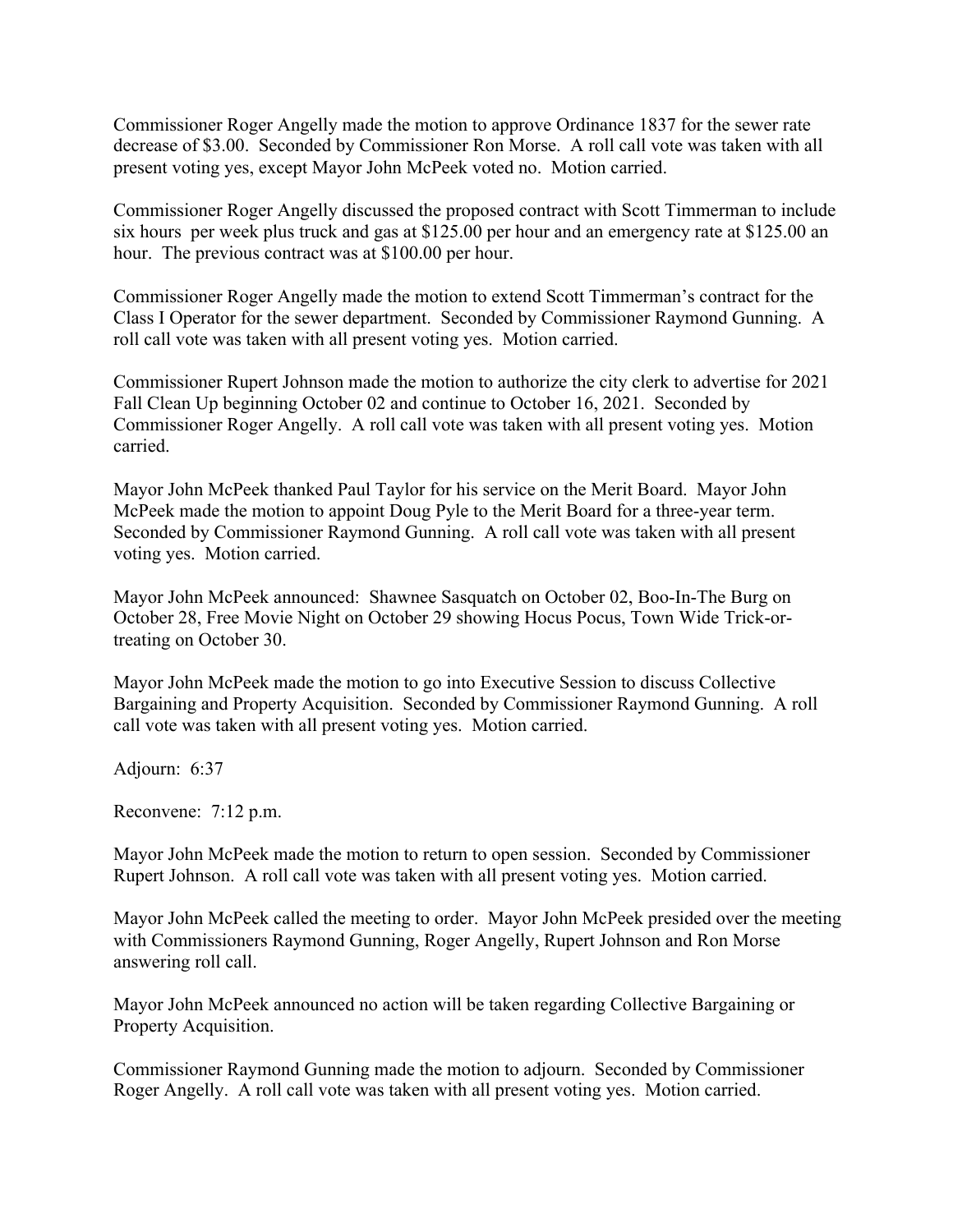Commissioner Roger Angelly made the motion to approve Ordinance 1837 for the sewer rate decrease of $3.00. Seconded by Commissioner Ron Morse. A roll call vote was taken with all present voting yes, except Mayor John McPeek voted no. Motion carried.

Commissioner Roger Angelly discussed the proposed contract with Scott Timmerman to include six hours per week plus truck and gas at $125.00 per hour and an emergency rate at $125.00 an hour. The previous contract was at $100.00 per hour.

Commissioner Roger Angelly made the motion to extend Scott Timmerman's contract for the Class I Operator for the sewer department. Seconded by Commissioner Raymond Gunning. A roll call vote was taken with all present voting yes. Motion carried.

Commissioner Rupert Johnson made the motion to authorize the city clerk to advertise for 2021 Fall Clean Up beginning October 02 and continue to October 16, 2021. Seconded by Commissioner Roger Angelly. A roll call vote was taken with all present voting yes. Motion carried.

Mayor John McPeek thanked Paul Taylor for his service on the Merit Board. Mayor John McPeek made the motion to appoint Doug Pyle to the Merit Board for a three-year term. Seconded by Commissioner Raymond Gunning. A roll call vote was taken with all present voting yes. Motion carried.

Mayor John McPeek announced: Shawnee Sasquatch on October 02, Boo-In-The Burg on October 28, Free Movie Night on October 29 showing Hocus Pocus, Town Wide Trick-or-treating on October 30.

Mayor John McPeek made the motion to go into Executive Session to discuss Collective Bargaining and Property Acquisition. Seconded by Commissioner Raymond Gunning. A roll call vote was taken with all present voting yes. Motion carried.

Adjourn: 6:37

Reconvene: 7:12 p.m.

Mayor John McPeek made the motion to return to open session. Seconded by Commissioner Rupert Johnson. A roll call vote was taken with all present voting yes. Motion carried.

Mayor John McPeek called the meeting to order. Mayor John McPeek presided over the meeting with Commissioners Raymond Gunning, Roger Angelly, Rupert Johnson and Ron Morse answering roll call.

Mayor John McPeek announced no action will be taken regarding Collective Bargaining or Property Acquisition.

Commissioner Raymond Gunning made the motion to adjourn. Seconded by Commissioner Roger Angelly. A roll call vote was taken with all present voting yes. Motion carried.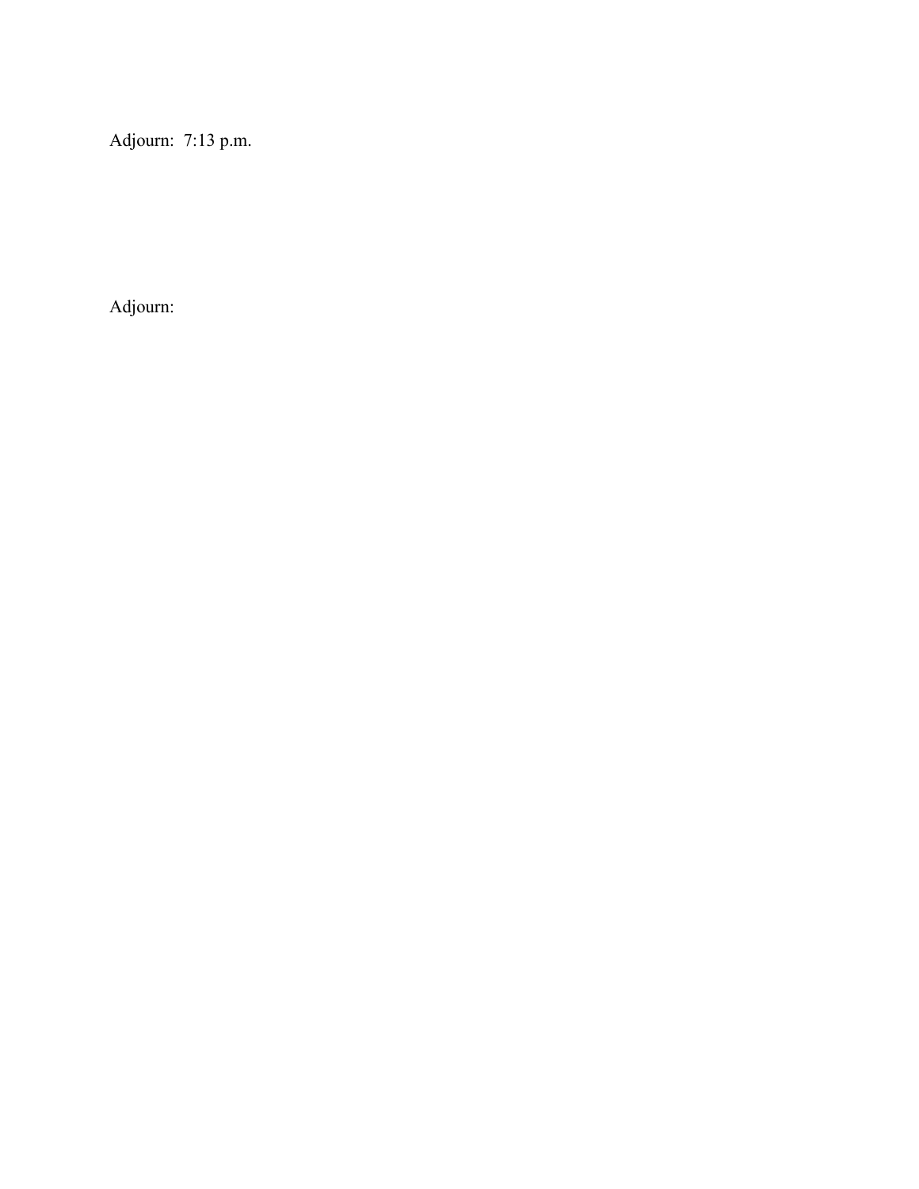Adjourn:  7:13 p.m.

Adjourn: